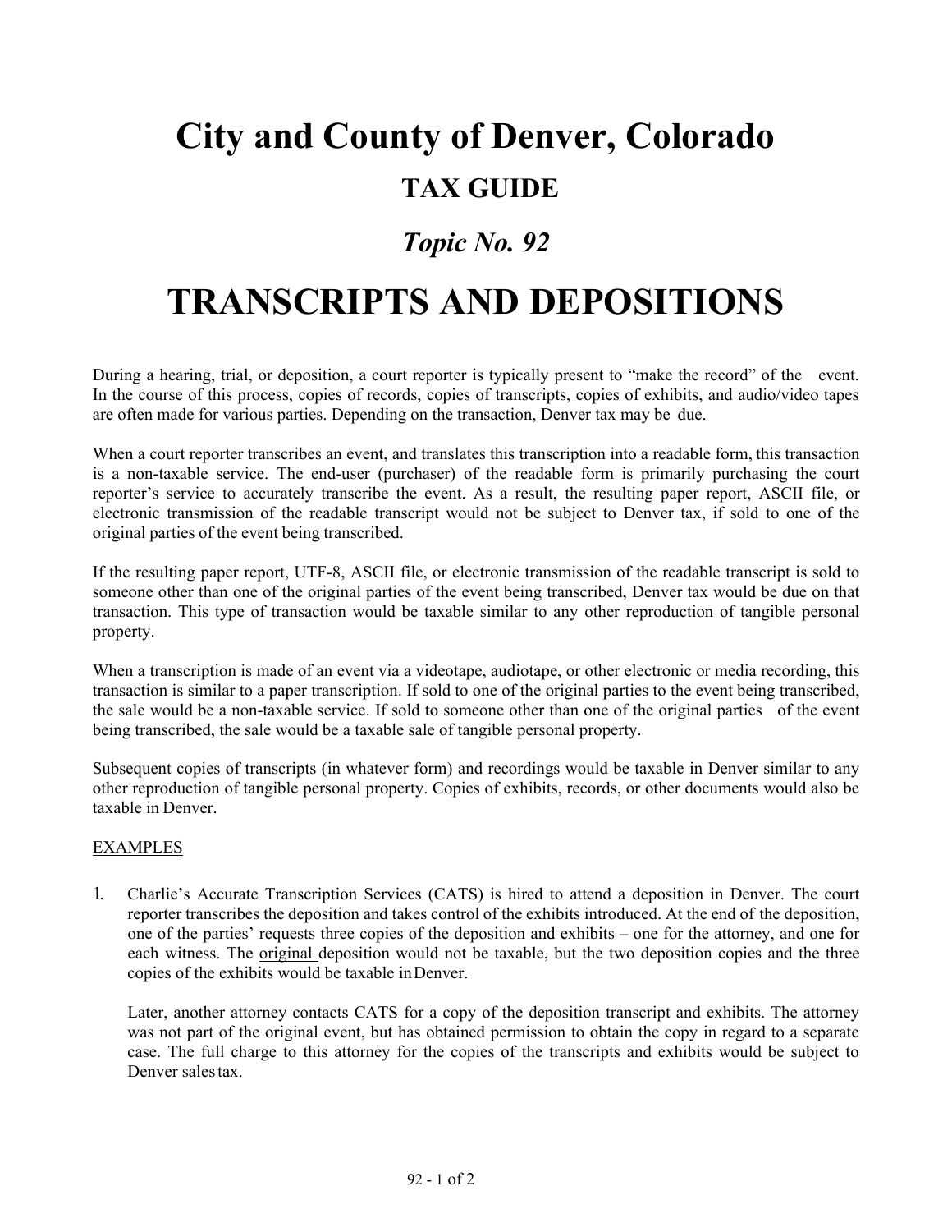# City and County of Denver, Colorado

## TAX GUIDE

## *Topic No. 92*

# TRANSCRIPTS AND DEPOSITIONS

During a hearing, trial, or deposition, a court reporter is typically present to "make the record" of the event. In the course of this process, copies of records, copies of transcripts, copies of exhibits, and audio/video tapes are often made for various parties. Depending on the transaction, Denver tax may be due.

When a court reporter transcribes an event, and translates this transcription into a readable form, this transaction is a non-taxable service. The end-user (purchaser) of the readable form is primarily purchasing the court reporter's service to accurately transcribe the event. As a result, the resulting paper report, ASCII file, or electronic transmission of the readable transcript would not be subject to Denver tax, if sold to one of the original parties of the event being transcribed.

If the resulting paper report, UTF-8, ASCII file, or electronic transmission of the readable transcript is sold to someone other than one of the original parties of the event being transcribed, Denver tax would be due on that transaction. This type of transaction would be taxable similar to any other reproduction of tangible personal property.

When a transcription is made of an event via a videotape, audiotape, or other electronic or media recording, this transaction is similar to a paper transcription. If sold to one of the original parties to the event being transcribed, the sale would be a non-taxable service. If sold to someone other than one of the original parties of the event being transcribed, the sale would be a taxable sale of tangible personal property.

Subsequent copies of transcripts (in whatever form) and recordings would be taxable in Denver similar to any other reproduction of tangible personal property. Copies of exhibits, records, or other documents would also be taxable in Denver.

EXAMPLES

1. Charlie's Accurate Transcription Services (CATS) is hired to attend a deposition in Denver. The court reporter transcribes the deposition and takes control of the exhibits introduced. At the end of the deposition, one of the parties' requests three copies of the deposition and exhibits – one for the attorney, and one for each witness. The original deposition would not be taxable, but the two deposition copies and the three copies of the exhibits would be taxable in Denver.

   Later, another attorney contacts CATS for a copy of the deposition transcript and exhibits. The attorney was not part of the original event, but has obtained permission to obtain the copy in regard to a separate case. The full charge to this attorney for the copies of the transcripts and exhibits would be subject to Denver sales tax.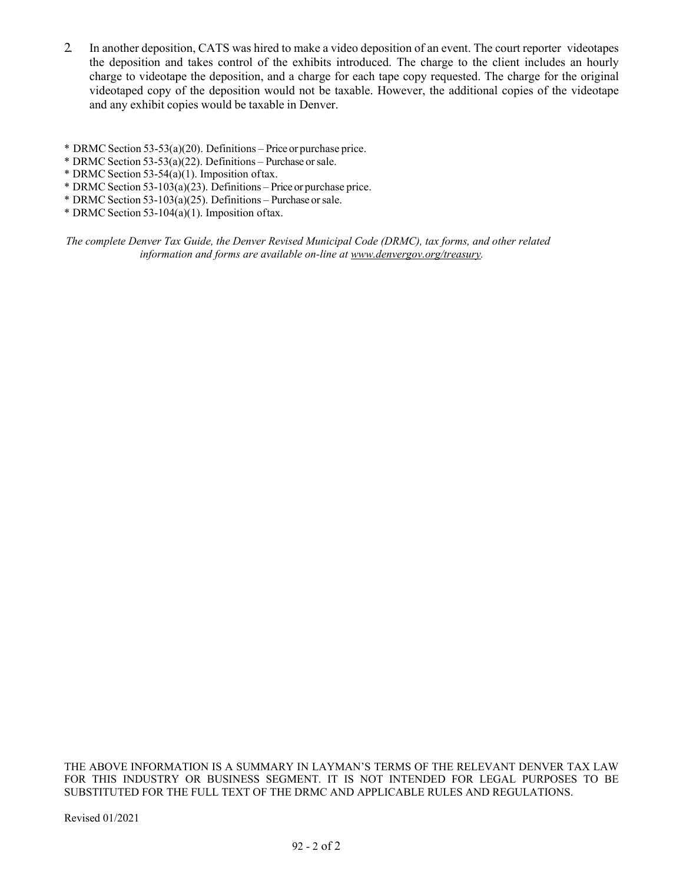2. In another deposition, CATS was hired to make a video deposition of an event. The court reporter videotapes the deposition and takes control of the exhibits introduced. The charge to the client includes an hourly charge to videotape the deposition, and a charge for each tape copy requested. The charge for the original videotaped copy of the deposition would not be taxable. However, the additional copies of the videotape and any exhibit copies would be taxable in Denver.

\* DRMC Section 53-53(a)(20). Definitions – Price or purchase price.
\* DRMC Section 53-53(a)(22). Definitions – Purchase or sale.
\* DRMC Section 53-54(a)(1). Imposition of tax.
\* DRMC Section 53-103(a)(23). Definitions – Price or purchase price.
\* DRMC Section 53-103(a)(25). Definitions – Purchase or sale.
\* DRMC Section 53-104(a)(1). Imposition of tax.

*The complete Denver Tax Guide, the Denver Revised Municipal Code (DRMC), tax forms, and other related information and forms are available on-line at www.denvergov.org/treasury.*

THE ABOVE INFORMATION IS A SUMMARY IN LAYMAN'S TERMS OF THE RELEVANT DENVER TAX LAW FOR THIS INDUSTRY OR BUSINESS SEGMENT. IT IS NOT INTENDED FOR LEGAL PURPOSES TO BE SUBSTITUTED FOR THE FULL TEXT OF THE DRMC AND APPLICABLE RULES AND REGULATIONS.

Revised 01/2021